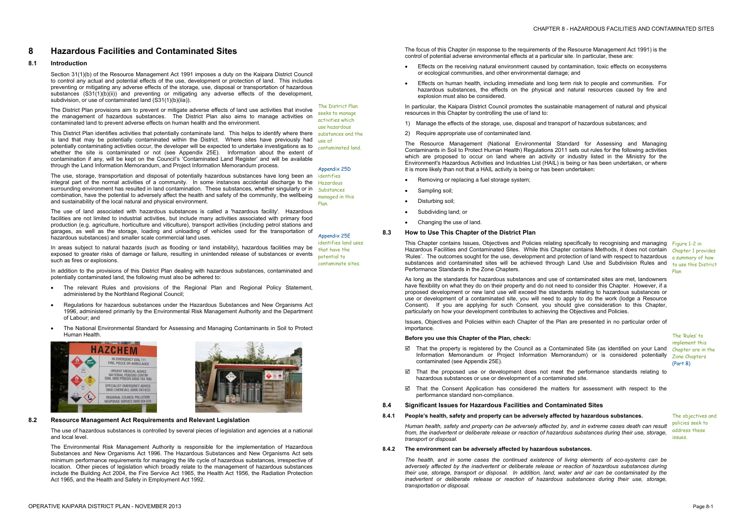# 8 Hazardous Facilities and Contaminated Sites

## 8.1 Introduction

Section 31(1)(b) of the Resource Management Act 1991 imposes a duty on the Kaipara District Council to control any actual and potential effects of the use, development or protection of land. This includes preventing or mitigating any adverse effects of the storage, use, disposal or transportation of hazardous substances (S31(1)(b)(ii)) and preventing or mitigating any adverse effects of the development, subdivision, or use of contaminated land (S31(1)(b)(iia)).

The District Plan provisions aim to prevent or mitigate adverse effects of land use activities that involve the management of hazardous substances. The District Plan also aims to manage activities on contaminated land to prevent adverse effects on human health and the environment.

*The District Plan seeks to manage activities which use hazardous substances and the use of contaminated land.*

This District Plan identifies activities that potentially contaminate land. This helps to identify where there is land that may be potentially contaminated within the District. Where sites have previously had potentially contaminating activities occur, the developer will be expected to undertake investigations as to whether the site is contaminated or not (see Appendix 25E). Information about the extent of contamination if any, will be kept on the Council's 'Contaminated Land Register' and will be available through the Land Information Memorandum, and Project Information Memorandum process.

*Appendix 25D identifies Hazardous Substances managed in this Plan.*

The use, storage, transportation and disposal of potentially hazardous substances have long been an integral part of the normal activities of a community. In some instances accidental discharge to the surrounding environment has resulted in land contamination. These substances, whether singularly or in combination, have the potential to adversely affect the health and safety of the community, the wellbeing and sustainability of the local natural and physical environment.

The use of land associated with hazardous substances is called a 'hazardous facility'. Hazardous facilities are not limited to industrial activities, but include many activities associated with primary food production (e.g. agriculture, horticulture and viticulture), transport activities (including petrol stations and garages, as well as the storage, loading and unloading of vehicles used for the transportation of hazardous substances) and smaller scale commercial land uses.

*Appendix 25E identifies land uses that have the potential to contaminate sites.*

In areas subject to natural hazards (such as flooding or land instability), hazardous facilities may be exposed to greater risks of damage or failure, resulting in unintended release of substances or events such as fires or explosions.

In addition to the provisions of this District Plan dealing with hazardous substances, contaminated and potentially contaminated land, the following must also be adhered to:

- The relevant Rules and provisions of the Regional Plan and Regional Policy Statement, administered by the Northland Regional Council;
- Regulations for hazardous substances under the Hazardous Substances and New Organisms Act 1996, administered primarily by the Environmental Risk Management Authority and the Department of Labour; and
- The National Environmental Standard for Assessing and Managing Contaminants in Soil to Protect Human Health.

## 8.2 Resource Management Act Requirements and Relevant Legislation

The use of hazardous substances is controlled by several pieces of legislation and agencies at a national and local level.

The Environmental Risk Management Authority is responsible for the implementation of Hazardous Substances and New Organisms Act 1996. The Hazardous Substances and New Organisms Act sets minimum performance requirements for managing the life cycle of hazardous substances, irrespective of location. Other pieces of legislation which broadly relate to the management of hazardous substances include the Building Act 2004, the Fire Service Act 1965, the Health Act 1956, the Radiation Protection Act 1965, and the Health and Safety in Employment Act 1992.

The focus of this Chapter (in response to the requirements of the Resource Management Act 1991) is the control of potential adverse environmental effects at a particular site. In particular, these are:

- Effects on the receiving natural environment caused by contamination, toxic effects on ecosystems or ecological communities, and other environmental damage; and
- Effects on human health, including immediate and long term risk to people and communities. For hazardous substances, the effects on the physical and natural resources caused by fire and explosion must also be considered.

In particular, the Kaipara District Council promotes the sustainable management of natural and physical resources in this Chapter by controlling the use of land to:

1) Manage the effects of the storage, use, disposal and transport of hazardous substances; and
2) Require appropriate use of contaminated land.

The Resource Management (National Environmental Standard for Assessing and Managing Contaminants in Soil to Protect Human Health) Regulations 2011 sets out rules for the following activities which are proposed to occur on land where an activity or industry listed in the Ministry for the Environment's Hazardous Activities and Industries List (HAIL) is being or has been undertaken, or where it is more likely than not that a HAIL activity is being or has been undertaken:

- Removing or replacing a fuel storage system;
- Sampling soil;
- Disturbing soil;
- Subdividing land; or
- Changing the use of land.

## 8.3 How to Use This Chapter of the District Plan

This Chapter contains Issues, Objectives and Policies relating specifically to recognising and managing Hazardous Facilities and Contaminated Sites. While this Chapter does contain Methods, it does not contain 'Rules'. The outcomes sought for the use, development and protection of land with respect to hazardous substances and contaminated sites will be achieved through Land Use and Subdivision Rules and Performance Standards in the Zone Chapters.

*Figure 1-2 in Chapter 1 provides a summary of how to use this District Plan*

As long as the standards for hazardous substances and use of contaminated sites are met, landowners have flexibility on what they do on their property and do not need to consider this Chapter. However, if a proposed development or new land use will exceed the standards relating to hazardous substances or use or development of a contaminated site, you will need to apply to do the work (lodge a Resource Consent). If you are applying for such Consent, you should give consideration to this Chapter, particularly on how your development contributes to achieving the Objectives and Policies.

Issues, Objectives and Policies within each Chapter of the Plan are presented in no particular order of importance.

**Before you use this Chapter of the Plan, check:**

*The 'Rules' to implement this Chapter are in the Zone Chapters (Part B)*

- ☑ That the property is registered by the Council as a Contaminated Site (as identified on your Land Information Memorandum or Project Information Memorandum) or is considered potentially contaminated (see Appendix 25E).
- ☑ That the proposed use or development does not meet the performance standards relating to hazardous substances or use or development of a contaminated site.
- ☑ That the Consent Application has considered the matters for assessment with respect to the performance standard non-compliance.

## 8.4 Significant Issues for Hazardous Facilities and Contaminated Sites

### 8.4.1 People's health, safety and property can be adversely affected by hazardous substances.

*Human health, safety and property can be adversely affected by, and in extreme cases death can result from, the inadvertent or deliberate release or reaction of hazardous substances during their use, storage, transport or disposal.*

*The objectives and policies seek to address these issues.*

### 8.4.2 The environment can be adversely affected by hazardous substances.

*The health, and in some cases the continued existence of living elements of eco-systems can be adversely affected by the inadvertent or deliberate release or reaction of hazardous substances during their use, storage, transport or disposal. In addition, land, water and air can be contaminated by the inadvertent or deliberate release or reaction of hazardous substances during their use, storage, transportation or disposal.*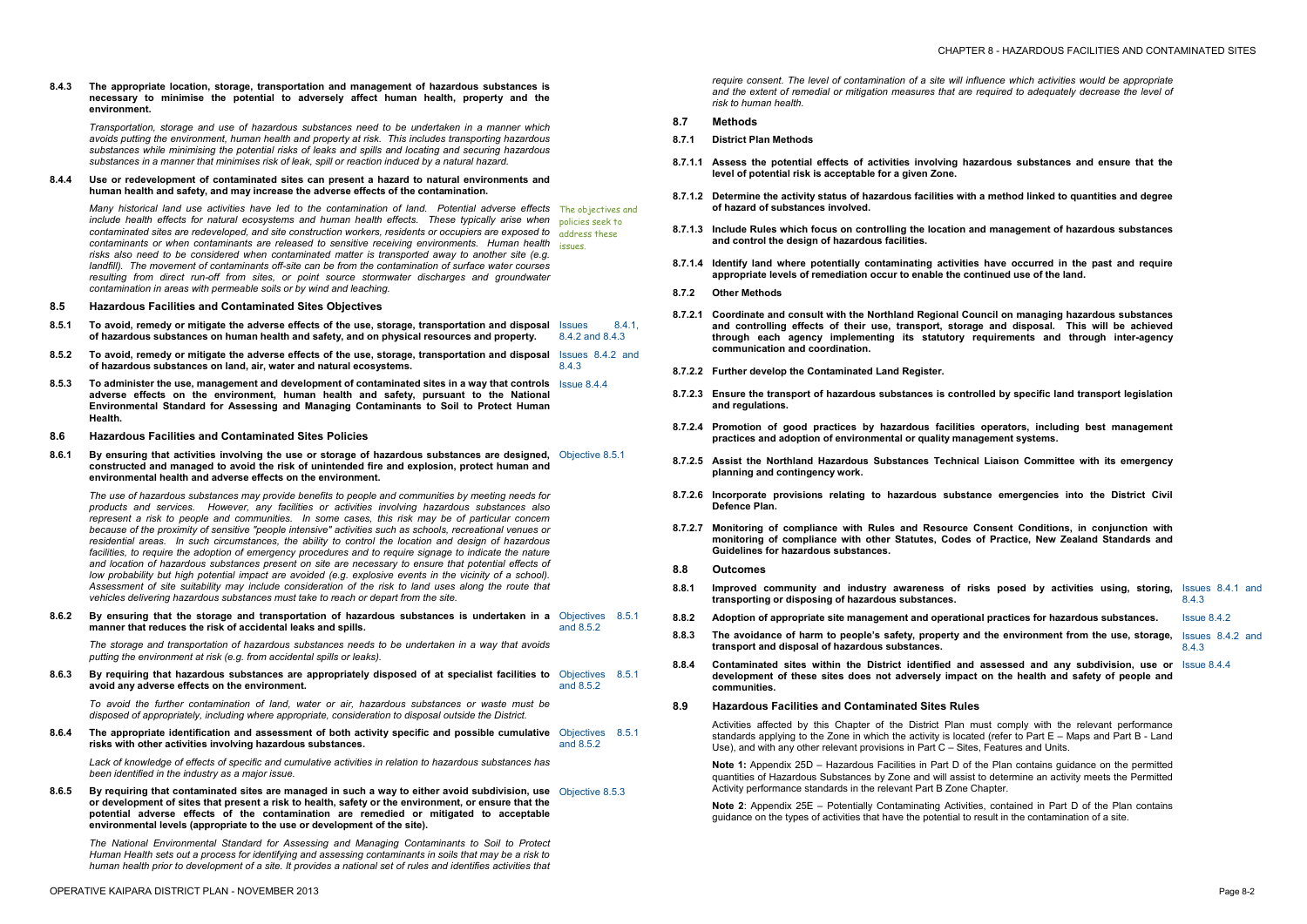**8.4.3 The appropriate location, storage, transportation and management of hazardous substances is necessary to minimise the potential to adversely affect human health, property and the environment.**

*Transportation, storage and use of hazardous substances need to be undertaken in a manner which avoids putting the environment, human health and property at risk. This includes transporting hazardous substances while minimising the potential risks of leaks and spills and locating and securing hazardous substances in a manner that minimises risk of leak, spill or reaction induced by a natural hazard.*

**8.4.4 Use or redevelopment of contaminated sites can present a hazard to natural environments and human health and safety, and may increase the adverse effects of the contamination.**

*Many historical land use activities have led to the contamination of land. Potential adverse effects include health effects for natural ecosystems and human health effects. These typically arise when contaminated sites are redeveloped, and site construction workers, residents or occupiers are exposed to contaminants or when contaminants are released to sensitive receiving environments. Human health risks also need to be considered when contaminated matter is transported away to another site (e.g. landfill). The movement of contaminants off-site can be from the contamination of surface water courses resulting from direct run-off from sites, or point source stormwater discharges and groundwater contamination in areas with permeable soils or by wind and leaching.*

The objectives and policies seek to address these issues.

## 8.5 Hazardous Facilities and Contaminated Sites Objectives

**8.5.1 To avoid, remedy or mitigate the adverse effects of the use, storage, transportation and disposal of hazardous substances on human health and safety, and on physical resources and property.** — Issues 8.4.1, 8.4.2 and 8.4.3

**8.5.2 To avoid, remedy or mitigate the adverse effects of the use, storage, transportation and disposal of hazardous substances on land, air, water and natural ecosystems.** — Issues 8.4.2 and 8.4.3

**8.5.3 To administer the use, management and development of contaminated sites in a way that controls adverse effects on the environment, human health and safety, pursuant to the National Environmental Standard for Assessing and Managing Contaminants to Soil to Protect Human Health.** — Issue 8.4.4

## 8.6 Hazardous Facilities and Contaminated Sites Policies

**8.6.1 By ensuring that activities involving the use or storage of hazardous substances are designed, constructed and managed to avoid the risk of unintended fire and explosion, protect human and environmental health and adverse effects on the environment.** — Objective 8.5.1

*The use of hazardous substances may provide benefits to people and communities by meeting needs for products and services. However, any facilities or activities involving hazardous substances also represent a risk to people and communities. In some cases, this risk may be of particular concern because of the proximity of sensitive "people intensive" activities such as schools, recreational venues or residential areas. In such circumstances, the ability to control the location and design of hazardous facilities, to require the adoption of emergency procedures and to require signage to indicate the nature and location of hazardous substances present on site are necessary to ensure that potential effects of low probability but high potential impact are avoided (e.g. explosive events in the vicinity of a school). Assessment of site suitability may include consideration of the risk to land uses along the route that vehicles delivering hazardous substances must take to reach or depart from the site.*

**8.6.2 By ensuring that the storage and transportation of hazardous substances is undertaken in a manner that reduces the risk of accidental leaks and spills.** — Objectives 8.5.1 and 8.5.2

*The storage and transportation of hazardous substances needs to be undertaken in a way that avoids putting the environment at risk (e.g. from accidental spills or leaks).*

**8.6.3 By requiring that hazardous substances are appropriately disposed of at specialist facilities to avoid any adverse effects on the environment.** — Objectives 8.5.1 and 8.5.2

*To avoid the further contamination of land, water or air, hazardous substances or waste must be disposed of appropriately, including where appropriate, consideration to disposal outside the District.*

**8.6.4 The appropriate identification and assessment of both activity specific and possible cumulative risks with other activities involving hazardous substances.** — Objectives 8.5.1 and 8.5.2

*Lack of knowledge of effects of specific and cumulative activities in relation to hazardous substances has been identified in the industry as a major issue.*

**8.6.5 By requiring that contaminated sites are managed in such a way to either avoid subdivision, use or development of sites that present a risk to health, safety or the environment, or ensure that the potential adverse effects of the contamination are remedied or mitigated to acceptable environmental levels (appropriate to the use or development of the site).** — Objective 8.5.3

*The National Environmental Standard for Assessing and Managing Contaminants to Soil to Protect Human Health sets out a process for identifying and assessing contaminants in soils that may be a risk to human health prior to development of a site. It provides a national set of rules and identifies activities that require consent. The level of contamination of a site will influence which activities would be appropriate and the extent of remedial or mitigation measures that are required to adequately decrease the level of risk to human health.*

## 8.7 Methods

### 8.7.1 District Plan Methods

**8.7.1.1 Assess the potential effects of activities involving hazardous substances and ensure that the level of potential risk is acceptable for a given Zone.**

**8.7.1.2 Determine the activity status of hazardous facilities with a method linked to quantities and degree of hazard of substances involved.**

**8.7.1.3 Include Rules which focus on controlling the location and management of hazardous substances and control the design of hazardous facilities.**

**8.7.1.4 Identify land where potentially contaminating activities have occurred in the past and require appropriate levels of remediation occur to enable the continued use of the land.**

### 8.7.2 Other Methods

**8.7.2.1 Coordinate and consult with the Northland Regional Council on managing hazardous substances and controlling effects of their use, transport, storage and disposal. This will be achieved through each agency implementing its statutory requirements and through inter-agency communication and coordination.**

**8.7.2.2 Further develop the Contaminated Land Register.**

**8.7.2.3 Ensure the transport of hazardous substances is controlled by specific land transport legislation and regulations.**

**8.7.2.4 Promotion of good practices by hazardous facilities operators, including best management practices and adoption of environmental or quality management systems.**

**8.7.2.5 Assist the Northland Hazardous Substances Technical Liaison Committee with its emergency planning and contingency work.**

**8.7.2.6 Incorporate provisions relating to hazardous substance emergencies into the District Civil Defence Plan.**

**8.7.2.7 Monitoring of compliance with Rules and Resource Consent Conditions, in conjunction with monitoring of compliance with other Statutes, Codes of Practice, New Zealand Standards and Guidelines for hazardous substances.**

## 8.8 Outcomes

**8.8.1 Improved community and industry awareness of risks posed by activities using, storing, transporting or disposing of hazardous substances.** — Issues 8.4.1 and 8.4.3

**8.8.2 Adoption of appropriate site management and operational practices for hazardous substances.** — Issue 8.4.2

**8.8.3 The avoidance of harm to people's safety, property and the environment from the use, storage, transport and disposal of hazardous substances.** — Issues 8.4.2 and 8.4.3

**8.8.4 Contaminated sites within the District identified and assessed and any subdivision, use or development of these sites does not adversely impact on the health and safety of people and communities.** — Issue 8.4.4

## 8.9 Hazardous Facilities and Contaminated Sites Rules

Activities affected by this Chapter of the District Plan must comply with the relevant performance standards applying to the Zone in which the activity is located (refer to Part E – Maps and Part B - Land Use), and with any other relevant provisions in Part C – Sites, Features and Units.

**Note 1:** Appendix 25D – Hazardous Facilities in Part D of the Plan contains guidance on the permitted quantities of Hazardous Substances by Zone and will assist to determine an activity meets the Permitted Activity performance standards in the relevant Part B Zone Chapter.

**Note 2**: Appendix 25E – Potentially Contaminating Activities, contained in Part D of the Plan contains guidance on the types of activities that have the potential to result in the contamination of a site.